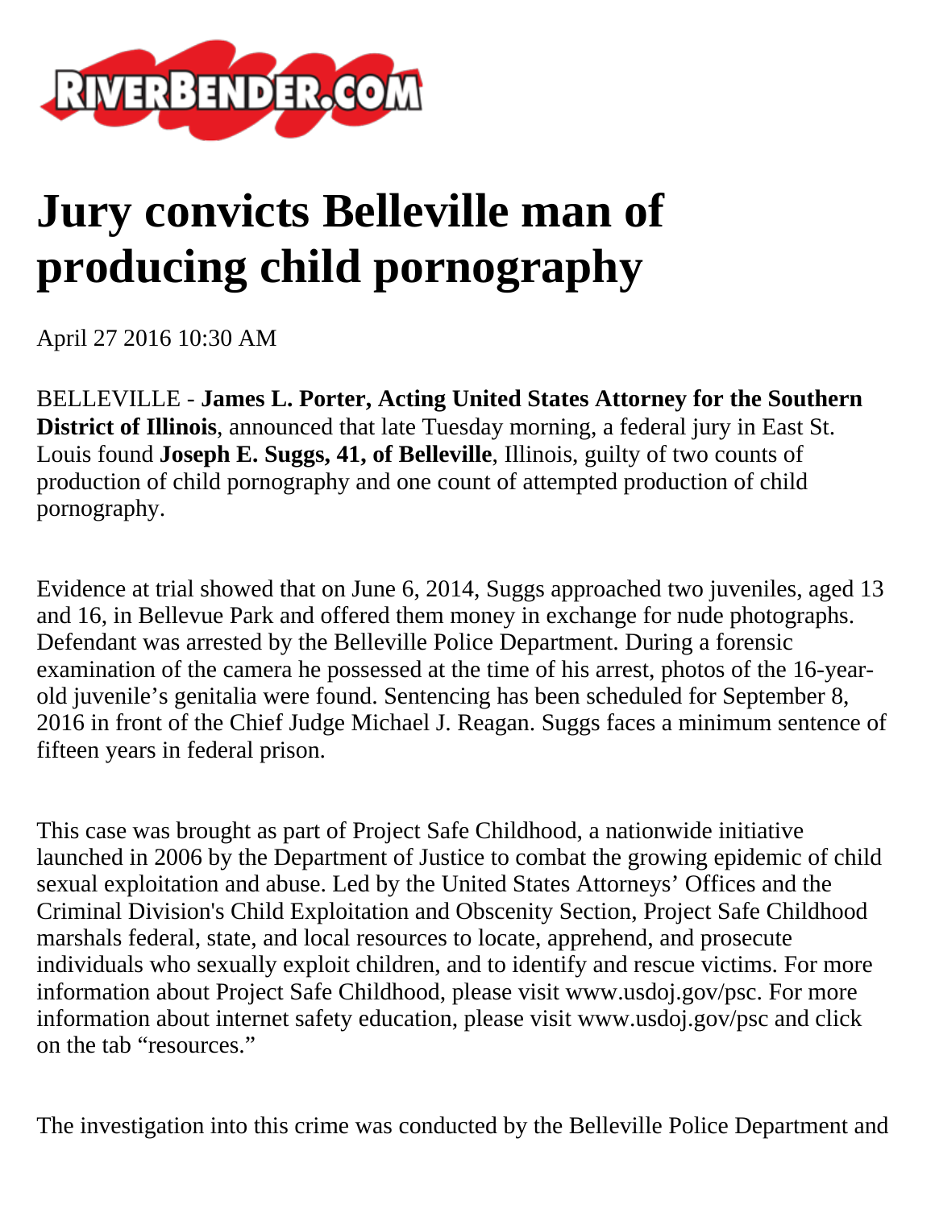# Jury convicts Belleville man of producing child pornography

April 27 2016 10:30 AM

BELLEVILLE - **James L. Porter, Acting United States Attorney for the Southern District of Illinois**, announced that late Tuesday morning, a federal jury in East St. Louis found **Joseph E. Suggs, 41, of Belleville**, Illinois, guilty of two counts of production of child pornography and one count of attempted production of child pornography.

Evidence at trial showed that on June 6, 2014, Suggs approached two juveniles, aged 13 and 16, in Bellevue Park and offered them money in exchange for nude photographs. Defendant was arrested by the Belleville Police Department. During a forensic examination of the camera he possessed at the time of his arrest, photos of the 16-year-old juvenile's genitalia were found. Sentencing has been scheduled for September 8, 2016 in front of the Chief Judge Michael J. Reagan. Suggs faces a minimum sentence of fifteen years in federal prison.

This case was brought as part of Project Safe Childhood, a nationwide initiative launched in 2006 by the Department of Justice to combat the growing epidemic of child sexual exploitation and abuse. Led by the United States Attorneys' Offices and the Criminal Division's Child Exploitation and Obscenity Section, Project Safe Childhood marshals federal, state, and local resources to locate, apprehend, and prosecute individuals who sexually exploit children, and to identify and rescue victims. For more information about Project Safe Childhood, please visit www.usdoj.gov/psc. For more information about internet safety education, please visit www.usdoj.gov/psc and click on the tab "resources."

The investigation into this crime was conducted by the Belleville Police Department and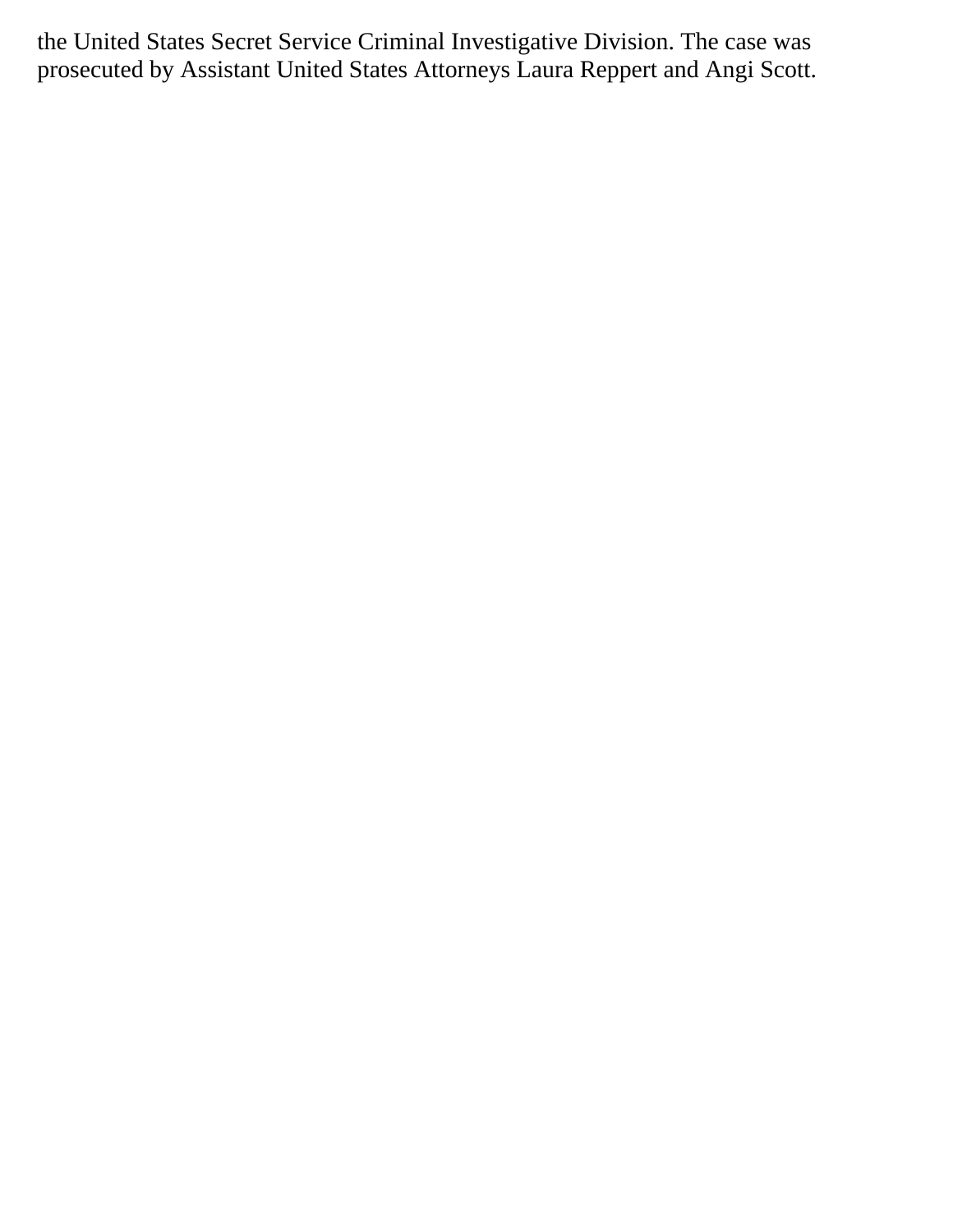the United States Secret Service Criminal Investigative Division. The case was prosecuted by Assistant United States Attorneys Laura Reppert and Angi Scott.